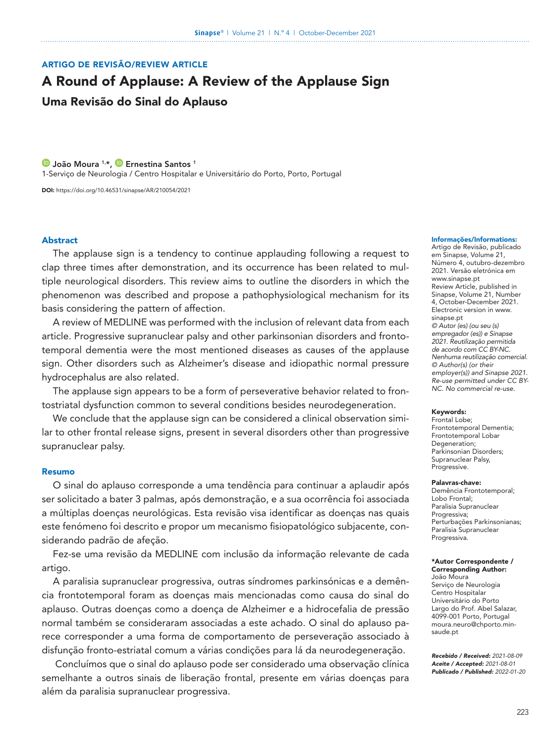ARTIGO DE REVISÃO/REVIEW ARTICLE

# A Round of Applause: A Review of the Applause Sign

## Uma Revisão do Sinal do Aplauso

**João Moura** [1,*], **Ernestina Santos** [1]

1-Serviço de Neurologia / Centro Hospitalar e Universitário do Porto, Porto, Portugal

**DOI:** https://doi.org/10.46531/sinapse/AR/210054/2021

### Abstract

The applause sign is a tendency to continue applauding following a request to clap three times after demonstration, and its occurrence has been related to multiple neurological disorders. This review aims to outline the disorders in which the phenomenon was described and propose a pathophysiological mechanism for its basis considering the pattern of affection.

A review of MEDLINE was performed with the inclusion of relevant data from each article. Progressive supranuclear palsy and other parkinsonian disorders and frontotemporal dementia were the most mentioned diseases as causes of the applause sign. Other disorders such as Alzheimer's disease and idiopathic normal pressure hydrocephalus are also related.

The applause sign appears to be a form of perseverative behavior related to frontostriatal dysfunction common to several conditions besides neurodegeneration.

We conclude that the applause sign can be considered a clinical observation similar to other frontal release signs, present in several disorders other than progressive supranuclear palsy.

### Resumo

O sinal do aplauso corresponde a uma tendência para continuar a aplaudir após ser solicitado a bater 3 palmas, após demonstração, e a sua ocorrência foi associada a múltiplas doenças neurológicas. Esta revisão visa identificar as doenças nas quais este fenómeno foi descrito e propor um mecanismo fisiopatológico subjacente, considerando padrão de afeção.

Fez-se uma revisão da MEDLINE com inclusão da informação relevante de cada artigo.

A paralisia supranuclear progressiva, outras síndromes parkinsónicas e a demência frontotemporal foram as doenças mais mencionadas como causa do sinal do aplauso. Outras doenças como a doença de Alzheimer e a hidrocefalia de pressão normal também se consideraram associadas a este achado. O sinal do aplauso parece corresponder a uma forma de comportamento de perseveração associado à disfunção fronto-estriatal comum a várias condições para lá da neurodegeneração.

Concluímos que o sinal do aplauso pode ser considerado uma observação clínica semelhante a outros sinais de liberação frontal, presente em várias doenças para além da paralisia supranuclear progressiva.

**Informações/Informations:**
Artigo de Revisão, publicado em Sinapse, Volume 21, Número 4, outubro-dezembro 2021. Versão eletrónica em www.sinapse.pt
Review Article, published in Sinapse, Volume 21, Number 4, October-December 2021. Electronic version in www.sinapse.pt
*© Autor (es) (ou seu (s) empregador (es)) e Sinapse 2021. Reutilização permitida de acordo com CC BY-NC. Nenhuma reutilização comercial.*
*© Author(s) (or their employer(s)) and Sinapse 2021. Re-use permitted under CC BY-NC. No commercial re-use.*

**Keywords:**
Frontal Lobe;
Frontotemporal Dementia;
Frontotemporal Lobar Degeneration;
Parkinsonian Disorders;
Supranuclear Palsy, Progressive.

**Palavras-chave:**
Demência Frontotemporal;
Lobo Frontal;
Paralisia Supranuclear Progressiva;
Perturbações Parkinsonianas;
Paralisia Supranuclear Progressiva.

**\*Autor Correspondente / Corresponding Author:**
João Moura
Serviço de Neurologia
Centro Hospitalar Universitário do Porto
Largo do Prof. Abel Salazar, 4099-001 Porto, Portugal
moura.neuro@chporto.min-saude.pt

***Recebido / Received:*** *2021-08-09*
***Aceite / Accepted:*** *2021-08-01*
***Publicado / Published:*** *2022-01-20*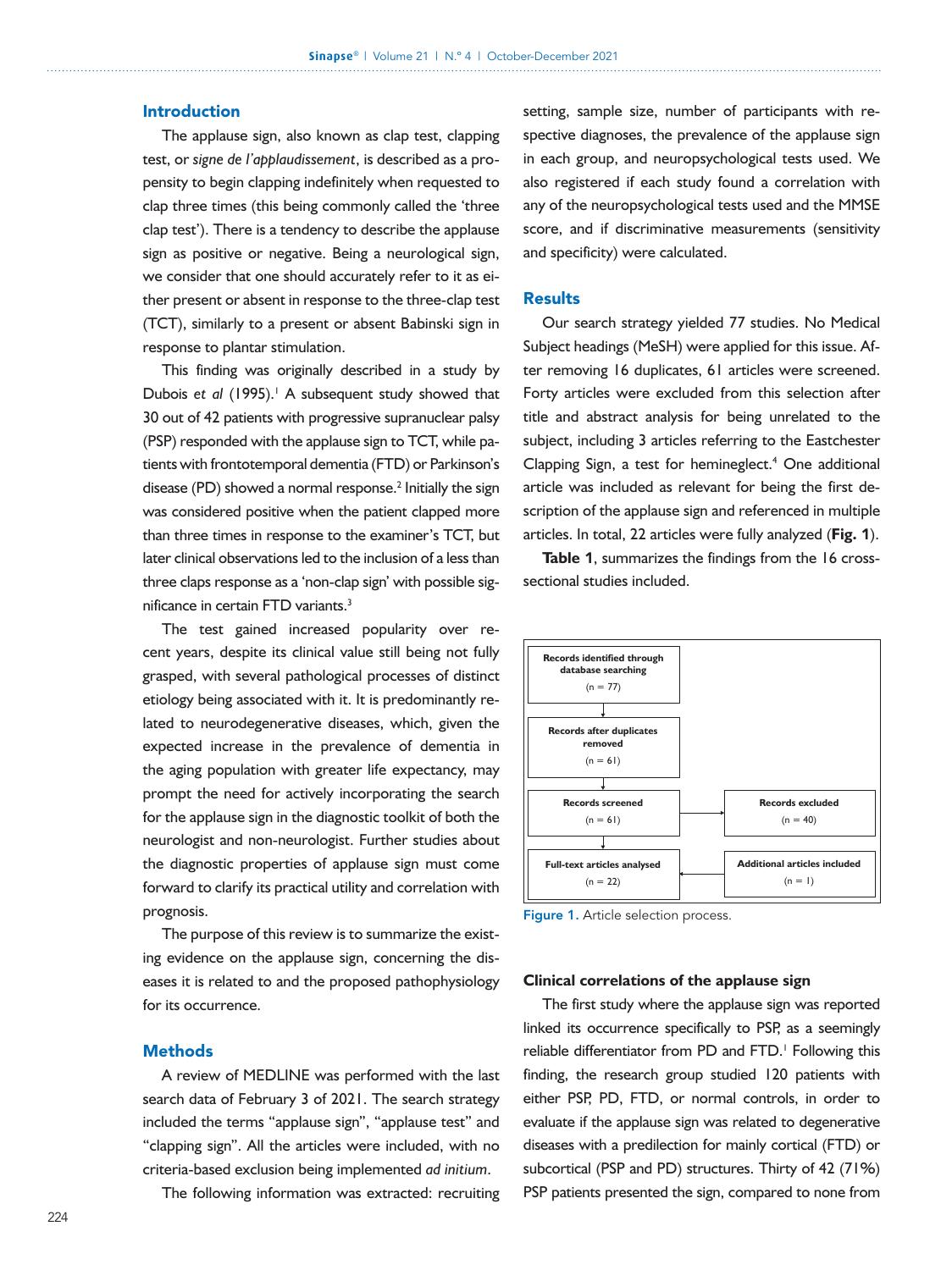## Introduction

The applause sign, also known as clap test, clapping test, or *signe de l'applaudissement*, is described as a propensity to begin clapping indefinitely when requested to clap three times (this being commonly called the 'three clap test'). There is a tendency to describe the applause sign as positive or negative. Being a neurological sign, we consider that one should accurately refer to it as either present or absent in response to the three-clap test (TCT), similarly to a present or absent Babinski sign in response to plantar stimulation.

This finding was originally described in a study by Dubois *et al* (1995).[1] A subsequent study showed that 30 out of 42 patients with progressive supranuclear palsy (PSP) responded with the applause sign to TCT, while patients with frontotemporal dementia (FTD) or Parkinson's disease (PD) showed a normal response.[2] Initially the sign was considered positive when the patient clapped more than three times in response to the examiner's TCT, but later clinical observations led to the inclusion of a less than three claps response as a 'non-clap sign' with possible significance in certain FTD variants.[3]

The test gained increased popularity over recent years, despite its clinical value still being not fully grasped, with several pathological processes of distinct etiology being associated with it. It is predominantly related to neurodegenerative diseases, which, given the expected increase in the prevalence of dementia in the aging population with greater life expectancy, may prompt the need for actively incorporating the search for the applause sign in the diagnostic toolkit of both the neurologist and non-neurologist. Further studies about the diagnostic properties of applause sign must come forward to clarify its practical utility and correlation with prognosis.

The purpose of this review is to summarize the existing evidence on the applause sign, concerning the diseases it is related to and the proposed pathophysiology for its occurrence.

## Methods

A review of MEDLINE was performed with the last search data of February 3 of 2021. The search strategy included the terms "applause sign", "applause test" and "clapping sign". All the articles were included, with no criteria-based exclusion being implemented *ad initium*.

The following information was extracted: recruiting setting, sample size, number of participants with respective diagnoses, the prevalence of the applause sign in each group, and neuropsychological tests used. We also registered if each study found a correlation with any of the neuropsychological tests used and the MMSE score, and if discriminative measurements (sensitivity and specificity) were calculated.

## Results

Our search strategy yielded 77 studies. No Medical Subject headings (MeSH) were applied for this issue. After removing 16 duplicates, 61 articles were screened. Forty articles were excluded from this selection after title and abstract analysis for being unrelated to the subject, including 3 articles referring to the Eastchester Clapping Sign, a test for hemineglect.[4] One additional article was included as relevant for being the first description of the applause sign and referenced in multiple articles. In total, 22 articles were fully analyzed (**Fig. 1**).

**Table 1**, summarizes the findings from the 16 cross-sectional studies included.

- Records identified through database searching (n = 77)
- Records after duplicates removed (n = 61)
- Records screened (n = 61) → Records excluded (n = 40)
- Additional articles included (n = 1) → Full-text articles analysed (n = 22)

Figure 1. Article selection process.

### Clinical correlations of the applause sign

The first study where the applause sign was reported linked its occurrence specifically to PSP, as a seemingly reliable differentiator from PD and FTD.[1] Following this finding, the research group studied 120 patients with either PSP, PD, FTD, or normal controls, in order to evaluate if the applause sign was related to degenerative diseases with a predilection for mainly cortical (FTD) or subcortical (PSP and PD) structures. Thirty of 42 (71%) PSP patients presented the sign, compared to none from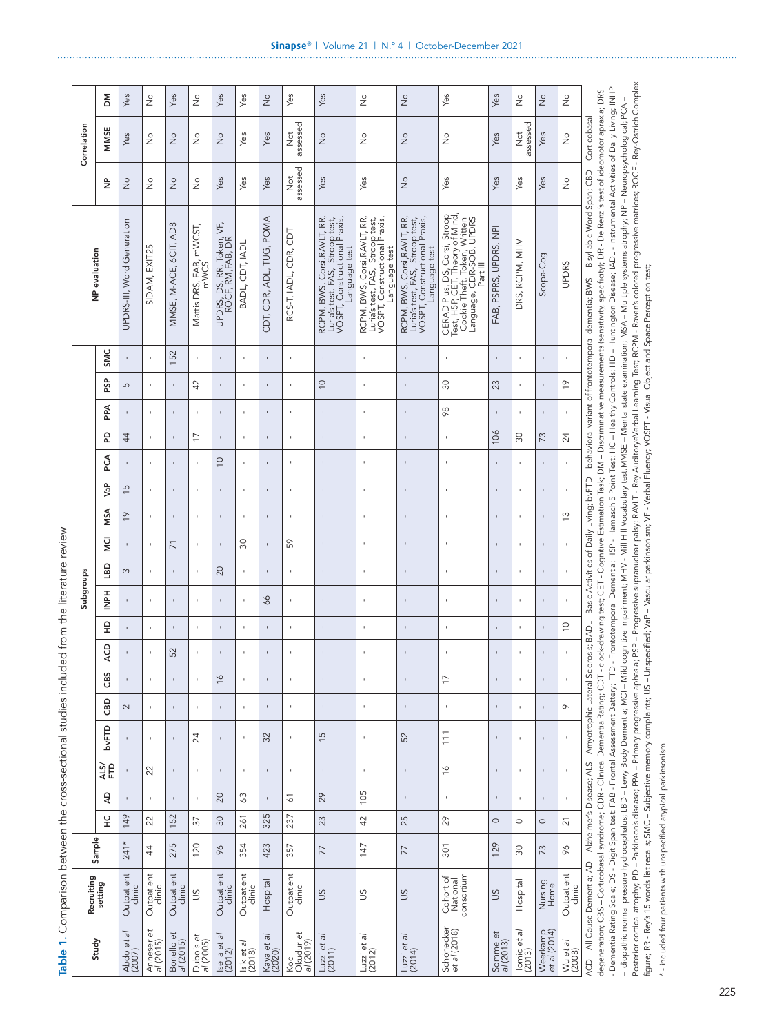**Table 1.** Comparison between the cross-sectional studies included from the literature review

| Study | Recruiting setting | Sample | Subgroups | | | | | | | | | | | | | | | | | | NP evaluation | Correlation | | |
|---|---|---|---|---|---|---|---|---|---|---|---|---|---|---|---|---|---|---|---|---|---|---|---|---|
| | | | HC | AD | ALS/FTD | bvFTD | CBD | CBS | ACD | HD | INPH | LBD | MCI | MSA | VaP | PCA | PD | PPA | PSP | SMC | | NP | MMSE | DM |
| Abdo *et al* (2007) | Outpatient clinic | 241* | 149 | - | - | - | 2 | - | - | - | - | 3 | - | 19 | 15 | - | 44 | - | 5 | - | UPDRS-III, Word Generation | No | Yes | Yes |
| Anneser *et al* (2015) | Outpatient clinic | 44 | 22 | - | 22 | - | - | - | - | - | - | - | - | - | - | - | - | - | - | - | SIDAM, EXIT25 | No | No | No |
| Bonello *et al* (2015) | Outpatient clinic | 275 | 152 | - | - | - | - | - | 52 | - | - | - | 71 | - | - | - | - | - | - | 152 | MMSE, M-ACE, 6CIT, AD8 | No | No | Yes |
| Dubois *et al* (2005) | US | 120 | 37 | - | - | 24 | - | - | - | - | - | - | - | - | - | - | 17 | - | 42 | - | Mattis DRS, FAB, mWCST, mWCS | No | No | No |
| Isella *et al* (2012) | Outpatient clinic | 96 | 30 | 20 | - | - | - | 16 | - | - | - | 20 | - | - | - | 10 | - | - | - | - | UPDRS, DS, RR, Token, VF, ROCF, RM, FAB, DR | Yes | No | Yes |
| Isik *et al* (2018) | Outpatient clinic | 354 | 261 | 63 | - | - | - | - | - | - | - | - | 30 | - | - | - | - | - | - | - | BADL, CDT, IADL | Yes | Yes | Yes |
| Kaya *et al* (2020) | Hospital | 423 | 325 | - | - | 32 | - | - | - | - | 66 | - | - | - | - | - | - | - | - | - | CDT, CDR, ADL, TUG, POMA | Yes | Yes | No |
| Koc Okudur *et al* (2019) | Outpatient clinic | 357 | 237 | 61 | - | - | - | - | - | - | - | - | 59 | - | - | - | - | - | - | - | RCS-T, IADL, CDR, CDT | Not assessed | Not assessed | Yes |
| Luzzi *et al* (2011) | US | 77 | 23 | 29 | - | 15 | - | - | - | - | - | - | - | - | - | - | - | - | 10 | - | RCPM, BWS, Corsi, RAVLT, RR, Luria's test, FAS, Stroop test, VOSPT, Constructional Praxis, Language test | Yes | No | Yes |
| Luzzi *et al* (2012) | US | 147 | 42 | 105 | - | - | - | - | - | - | - | - | - | - | - | - | - | - | - | - | RCPM, BWS, Corsi, RAVLT, RR, Luria's test, FAS, Stroop test, VOSPT, Constructional Praxis, Language test | Yes | No | No |
| Luzzi *et al* (2014) | US | 77 | 25 | - | - | 52 | - | - | - | - | - | - | - | - | - | - | - | - | - | - | RCPM, BWS, Corsi, RAVLT, RR, Luria's test, FAS, Stroop test, VOSPT, Constructional Praxis, Language test | No | No | No |
| Schönecker *et al* (2018) | Cohort of National consortium | 301 | 29 | - | 16 | 111 | - | 17 | - | - | - | - | - | - | - | - | - | 98 | 30 | - | CERAD Plus, DS, Corsi, Stroop Test, HSP, CET, Theory of Mind, Cookie Theft, Token, Written Language, CDR-SOB, UPDRS Part III | Yes | No | Yes |
| Somme *et al* (2013) | US | 129 | 0 | - | - | - | - | - | - | - | - | - | - | - | - | - | 106 | - | 23 | - | FAB, PSPRS, UPDRS, NPI | Yes | Yes | Yes |
| Tomic *et al* (2013) | Hospital | 30 | 0 | - | - | - | - | - | - | - | - | - | - | - | - | - | 30 | - | - | - | DRS, RCPM, MHV | Yes | Not assessed | No |
| Weerkamp *et al* (2014) | Nursing Home | 73 | 0 | - | - | - | - | - | - | - | - | - | - | - | - | - | 73 | - | - | - | Scopa-Cog | Yes | Yes | No |
| Wu *et al* (2008) | Outpatient clinic | 96 | 21 | - | - | - | 9 | - | - | 10 | - | - | - | 13 | - | - | 24 | - | 19 | - | UPDRS | No | No | No |

ACD – All-Cause Dementia; AD – Alzheimer's Disease; ALS - Amyotrophic Lateral Sclerosis; BADL - Basic Activities of Daily Living; bvFTD – behavioral variant of frontotemporal dementia; BWS - Bisyllabic Word Span; CBD – Corticobasal degeneration; CBS – Corticobasal syndrome; CDR - Clinical Dementia Rating; CDT - clock-drawing test; CET - Cognitive Estimation Task; DM – Discriminative measurements (sensitivity, specificity); DR - De Renzi's test of ideomotor apraxia; DRS - Dementia Rating Scale; DS - Digit Span test; FAB - Frontal Assessment Battery; FTD - Frontotemporal Dementia; HSP - Hamasch 5 Point Test; HC – Healthy Controls; HD – Huntington Disease; IADL - Instrumental Activities of Daily Living; INPH – Idiopathic normal pressure hydrocephalus; LBD – Lewy Body Dementia; MCI – Mild cognitive impairment; MHV - Mill Hill Vocabulary test; MMSE – Mental state examination; MSA – Multiple systems atrophy; NP – Neuropsychological; PCA – Posterior cortical atrophy; PD – Parkinson's disease; PPA – Primary progressive aphasia; PSP – Progressive supranuclear palsy; RAVLT - Rey AuditoryeVerbal Learning Test; RCPM - Raven's colored progressive matrices; ROCF - Rey-Ostrich Complex figure; RR - Rey's 15 words list recalls; SMC – Subjective memory complaints; US – Unspecified; VaP – Vascular parkinsonism; VF - Verbal Fluency; VOSPT - Visual Object and Space Perception test;

* - included four patients with unspecified atypical parkinsonism.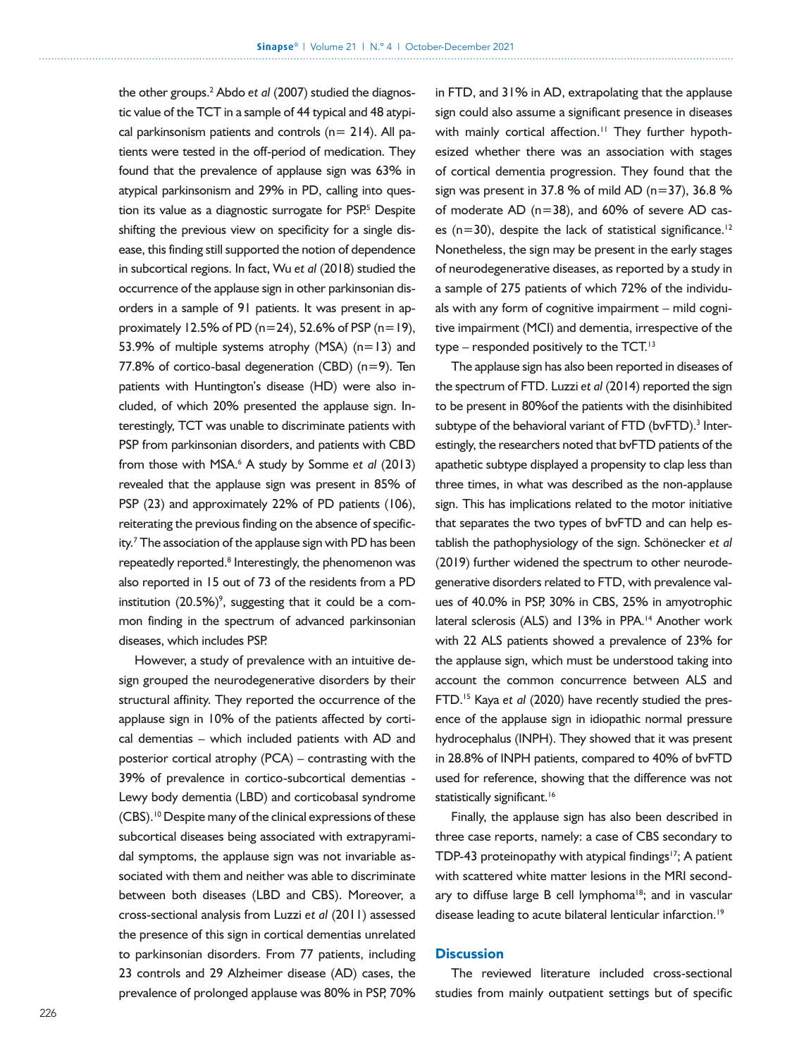the other groups.[2] Abdo *et al* (2007) studied the diagnostic value of the TCT in a sample of 44 typical and 48 atypical parkinsonism patients and controls (n= 214). All patients were tested in the off-period of medication. They found that the prevalence of applause sign was 63% in atypical parkinsonism and 29% in PD, calling into question its value as a diagnostic surrogate for PSP.[5] Despite shifting the previous view on specificity for a single disease, this finding still supported the notion of dependence in subcortical regions. In fact, Wu *et al* (2018) studied the occurrence of the applause sign in other parkinsonian disorders in a sample of 91 patients. It was present in approximately 12.5% of PD (n=24), 52.6% of PSP (n=19), 53.9% of multiple systems atrophy (MSA) (n=13) and 77.8% of cortico-basal degeneration (CBD) (n=9). Ten patients with Huntington's disease (HD) were also included, of which 20% presented the applause sign. Interestingly, TCT was unable to discriminate patients with PSP from parkinsonian disorders, and patients with CBD from those with MSA.[6] A study by Somme *et al* (2013) revealed that the applause sign was present in 85% of PSP (23) and approximately 22% of PD patients (106), reiterating the previous finding on the absence of specificity.[7] The association of the applause sign with PD has been repeatedly reported.[8] Interestingly, the phenomenon was also reported in 15 out of 73 of the residents from a PD institution (20.5%)[9], suggesting that it could be a common finding in the spectrum of advanced parkinsonian diseases, which includes PSP.

However, a study of prevalence with an intuitive design grouped the neurodegenerative disorders by their structural affinity. They reported the occurrence of the applause sign in 10% of the patients affected by cortical dementias – which included patients with AD and posterior cortical atrophy (PCA) – contrasting with the 39% of prevalence in cortico-subcortical dementias - Lewy body dementia (LBD) and corticobasal syndrome (CBS).[10] Despite many of the clinical expressions of these subcortical diseases being associated with extrapyramidal symptoms, the applause sign was not invariable associated with them and neither was able to discriminate between both diseases (LBD and CBS). Moreover, a cross-sectional analysis from Luzzi *et al* (2011) assessed the presence of this sign in cortical dementias unrelated to parkinsonian disorders. From 77 patients, including 23 controls and 29 Alzheimer disease (AD) cases, the prevalence of prolonged applause was 80% in PSP, 70% in FTD, and 31% in AD, extrapolating that the applause sign could also assume a significant presence in diseases with mainly cortical affection.[11] They further hypothesized whether there was an association with stages of cortical dementia progression. They found that the sign was present in 37.8 % of mild AD (n=37), 36.8 % of moderate AD (n=38), and 60% of severe AD cases (n=30), despite the lack of statistical significance.[12] Nonetheless, the sign may be present in the early stages of neurodegenerative diseases, as reported by a study in a sample of 275 patients of which 72% of the individuals with any form of cognitive impairment – mild cognitive impairment (MCI) and dementia, irrespective of the type – responded positively to the TCT.[13]

The applause sign has also been reported in diseases of the spectrum of FTD. Luzzi *et al* (2014) reported the sign to be present in 80%of the patients with the disinhibited subtype of the behavioral variant of FTD (bvFTD).[3] Interestingly, the researchers noted that bvFTD patients of the apathetic subtype displayed a propensity to clap less than three times, in what was described as the non-applause sign. This has implications related to the motor initiative that separates the two types of bvFTD and can help establish the pathophysiology of the sign. Schönecker *et al* (2019) further widened the spectrum to other neurodegenerative disorders related to FTD, with prevalence values of 40.0% in PSP, 30% in CBS, 25% in amyotrophic lateral sclerosis (ALS) and 13% in PPA.[14] Another work with 22 ALS patients showed a prevalence of 23% for the applause sign, which must be understood taking into account the common concurrence between ALS and FTD.[15] Kaya *et al* (2020) have recently studied the presence of the applause sign in idiopathic normal pressure hydrocephalus (INPH). They showed that it was present in 28.8% of INPH patients, compared to 40% of bvFTD used for reference, showing that the difference was not statistically significant.[16]

Finally, the applause sign has also been described in three case reports, namely: a case of CBS secondary to TDP-43 proteinopathy with atypical findings[17]; A patient with scattered white matter lesions in the MRI secondary to diffuse large B cell lymphoma[18]; and in vascular disease leading to acute bilateral lenticular infarction.[19]

## Discussion

The reviewed literature included cross-sectional studies from mainly outpatient settings but of specific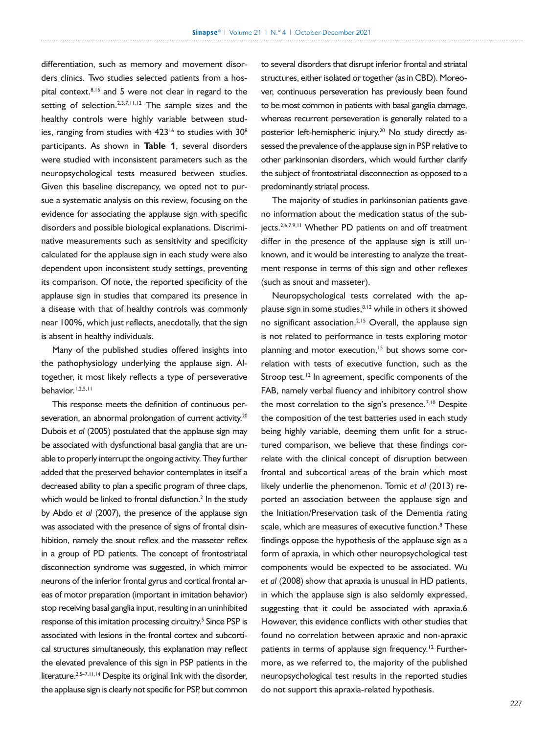differentiation, such as memory and movement disorders clinics. Two studies selected patients from a hospital context.[8,16] and 5 were not clear in regard to the setting of selection.[2,3,7,11,12] The sample sizes and the healthy controls were highly variable between studies, ranging from studies with 423[16] to studies with 30[8] participants. As shown in **Table 1**, several disorders were studied with inconsistent parameters such as the neuropsychological tests measured between studies. Given this baseline discrepancy, we opted not to pursue a systematic analysis on this review, focusing on the evidence for associating the applause sign with specific disorders and possible biological explanations. Discriminative measurements such as sensitivity and specificity calculated for the applause sign in each study were also dependent upon inconsistent study settings, preventing its comparison. Of note, the reported specificity of the applause sign in studies that compared its presence in a disease with that of healthy controls was commonly near 100%, which just reflects, anecdotally, that the sign is absent in healthy individuals.

Many of the published studies offered insights into the pathophysiology underlying the applause sign. Altogether, it most likely reflects a type of perseverative behavior.[1,2,5,11]

This response meets the definition of continuous perseveration, an abnormal prolongation of current activity.[20] Dubois *et al* (2005) postulated that the applause sign may be associated with dysfunctional basal ganglia that are unable to properly interrupt the ongoing activity. They further added that the preserved behavior contemplates in itself a decreased ability to plan a specific program of three claps, which would be linked to frontal disfunction.[2] In the study by Abdo *et al* (2007), the presence of the applause sign was associated with the presence of signs of frontal disinhibition, namely the snout reflex and the masseter reflex in a group of PD patients. The concept of frontostriatal disconnection syndrome was suggested, in which mirror neurons of the inferior frontal gyrus and cortical frontal areas of motor preparation (important in imitation behavior) stop receiving basal ganglia input, resulting in an uninhibited response of this imitation processing circuitry.[5] Since PSP is associated with lesions in the frontal cortex and subcortical structures simultaneously, this explanation may reflect the elevated prevalence of this sign in PSP patients in the literature.[2,5–7,11,14] Despite its original link with the disorder, the applause sign is clearly not specific for PSP, but common to several disorders that disrupt inferior frontal and striatal structures, either isolated or together (as in CBD). Moreover, continuous perseveration has previously been found to be most common in patients with basal ganglia damage, whereas recurrent perseveration is generally related to a posterior left-hemispheric injury.[20] No study directly assessed the prevalence of the applause sign in PSP relative to other parkinsonian disorders, which would further clarify the subject of frontostriatal disconnection as opposed to a predominantly striatal process.

The majority of studies in parkinsonian patients gave no information about the medication status of the subjects.[2,6,7,9,11] Whether PD patients on and off treatment differ in the presence of the applause sign is still unknown, and it would be interesting to analyze the treatment response in terms of this sign and other reflexes (such as snout and masseter).

Neuropsychological tests correlated with the applause sign in some studies,[8,12] while in others it showed no significant association.[2,15] Overall, the applause sign is not related to performance in tests exploring motor planning and motor execution,[15] but shows some correlation with tests of executive function, such as the Stroop test.[12] In agreement, specific components of the FAB, namely verbal fluency and inhibitory control show the most correlation to the sign's presence.[7,10] Despite the composition of the test batteries used in each study being highly variable, deeming them unfit for a structured comparison, we believe that these findings correlate with the clinical concept of disruption between frontal and subcortical areas of the brain which most likely underlie the phenomenon. Tomic *et al* (2013) reported an association between the applause sign and the Initiation/Preservation task of the Dementia rating scale, which are measures of executive function.[8] These findings oppose the hypothesis of the applause sign as a form of apraxia, in which other neuropsychological test components would be expected to be associated. Wu *et al* (2008) show that apraxia is unusual in HD patients, in which the applause sign is also seldomly expressed, suggesting that it could be associated with apraxia.6 However, this evidence conflicts with other studies that found no correlation between apraxic and non-apraxic patients in terms of applause sign frequency.[12] Furthermore, as we referred to, the majority of the published neuropsychological test results in the reported studies do not support this apraxia-related hypothesis.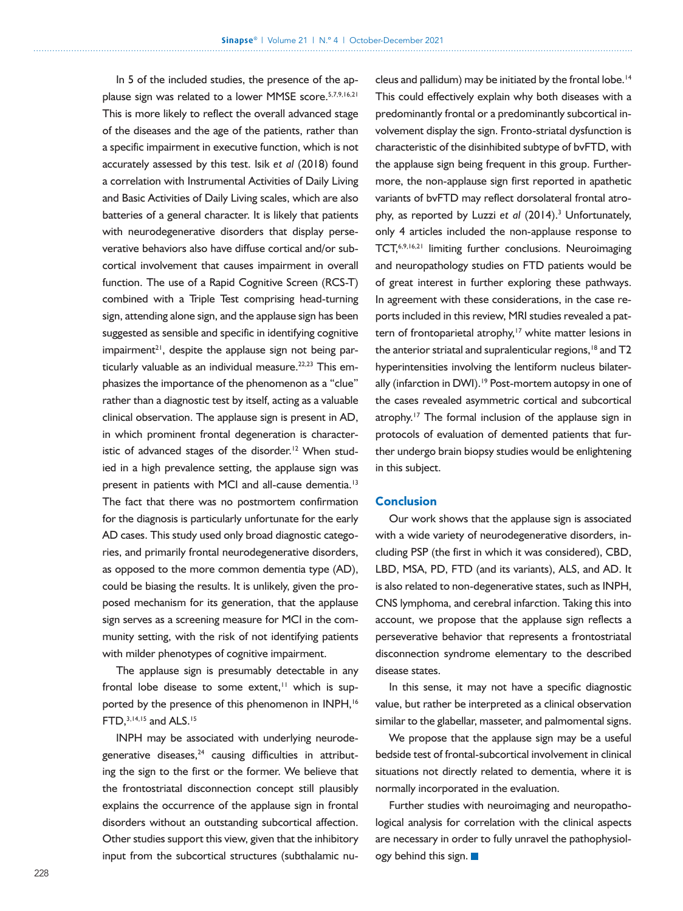In 5 of the included studies, the presence of the applause sign was related to a lower MMSE score.[5,7,9,16,21] This is more likely to reflect the overall advanced stage of the diseases and the age of the patients, rather than a specific impairment in executive function, which is not accurately assessed by this test. Isik *et al* (2018) found a correlation with Instrumental Activities of Daily Living and Basic Activities of Daily Living scales, which are also batteries of a general character. It is likely that patients with neurodegenerative disorders that display perseverative behaviors also have diffuse cortical and/or subcortical involvement that causes impairment in overall function. The use of a Rapid Cognitive Screen (RCS-T) combined with a Triple Test comprising head-turning sign, attending alone sign, and the applause sign has been suggested as sensible and specific in identifying cognitive impairment[21], despite the applause sign not being particularly valuable as an individual measure.[22,23] This emphasizes the importance of the phenomenon as a "clue" rather than a diagnostic test by itself, acting as a valuable clinical observation. The applause sign is present in AD, in which prominent frontal degeneration is characteristic of advanced stages of the disorder.[12] When studied in a high prevalence setting, the applause sign was present in patients with MCI and all-cause dementia.[13] The fact that there was no postmortem confirmation for the diagnosis is particularly unfortunate for the early AD cases. This study used only broad diagnostic categories, and primarily frontal neurodegenerative disorders, as opposed to the more common dementia type (AD), could be biasing the results. It is unlikely, given the proposed mechanism for its generation, that the applause sign serves as a screening measure for MCI in the community setting, with the risk of not identifying patients with milder phenotypes of cognitive impairment.

The applause sign is presumably detectable in any frontal lobe disease to some extent,[11] which is supported by the presence of this phenomenon in INPH,[16] FTD,[3,14,15] and ALS.[15]

INPH may be associated with underlying neurodegenerative diseases,[24] causing difficulties in attributing the sign to the first or the former. We believe that the frontostriatal disconnection concept still plausibly explains the occurrence of the applause sign in frontal disorders without an outstanding subcortical affection. Other studies support this view, given that the inhibitory input from the subcortical structures (subthalamic nucleus and pallidum) may be initiated by the frontal lobe.[14] This could effectively explain why both diseases with a predominantly frontal or a predominantly subcortical involvement display the sign. Fronto-striatal dysfunction is characteristic of the disinhibited subtype of bvFTD, with the applause sign being frequent in this group. Furthermore, the non-applause sign first reported in apathetic variants of bvFTD may reflect dorsolateral frontal atrophy, as reported by Luzzi *et al* (2014).[3] Unfortunately, only 4 articles included the non-applause response to TCT,[6,9,16,21] limiting further conclusions. Neuroimaging and neuropathology studies on FTD patients would be of great interest in further exploring these pathways. In agreement with these considerations, in the case reports included in this review, MRI studies revealed a pattern of frontoparietal atrophy,[17] white matter lesions in the anterior striatal and supralenticular regions,[18] and T2 hyperintensities involving the lentiform nucleus bilaterally (infarction in DWI).[19] Post-mortem autopsy in one of the cases revealed asymmetric cortical and subcortical atrophy.[17] The formal inclusion of the applause sign in protocols of evaluation of demented patients that further undergo brain biopsy studies would be enlightening in this subject.

## Conclusion

Our work shows that the applause sign is associated with a wide variety of neurodegenerative disorders, including PSP (the first in which it was considered), CBD, LBD, MSA, PD, FTD (and its variants), ALS, and AD. It is also related to non-degenerative states, such as INPH, CNS lymphoma, and cerebral infarction. Taking this into account, we propose that the applause sign reflects a perseverative behavior that represents a frontostriatal disconnection syndrome elementary to the described disease states.

In this sense, it may not have a specific diagnostic value, but rather be interpreted as a clinical observation similar to the glabellar, masseter, and palmomental signs.

We propose that the applause sign may be a useful bedside test of frontal-subcortical involvement in clinical situations not directly related to dementia, where it is normally incorporated in the evaluation.

Further studies with neuroimaging and neuropathological analysis for correlation with the clinical aspects are necessary in order to fully unravel the pathophysiology behind this sign.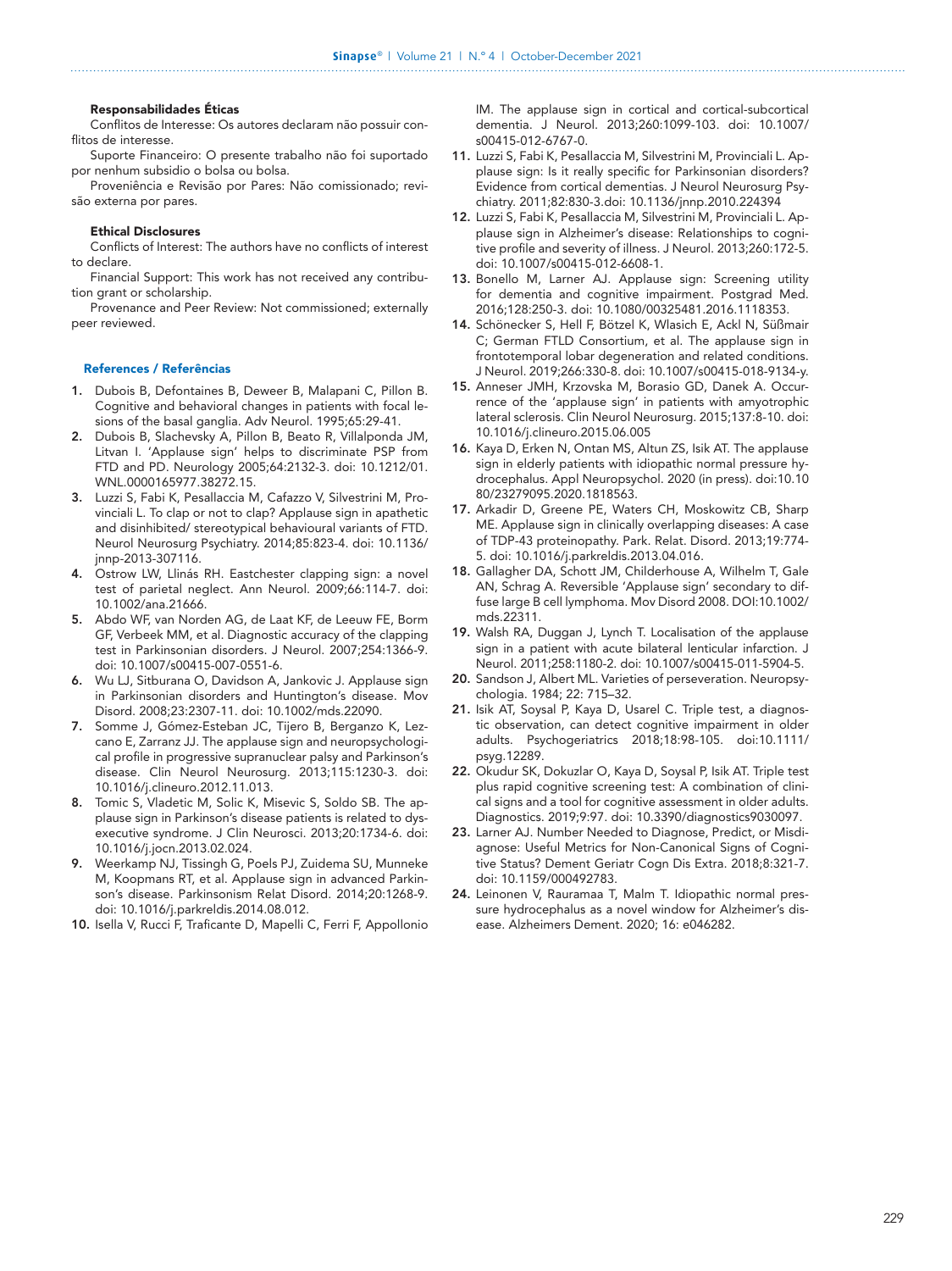#### Responsabilidades Éticas

Conflitos de Interesse: Os autores declaram não possuir conflitos de interesse.

Suporte Financeiro: O presente trabalho não foi suportado por nenhum subsidio o bolsa ou bolsa.

Proveniência e Revisão por Pares: Não comissionado; revisão externa por pares.

#### Ethical Disclosures

Conflicts of Interest: The authors have no conflicts of interest to declare.

Financial Support: This work has not received any contribution grant or scholarship.

Provenance and Peer Review: Not commissioned; externally peer reviewed.

### References / Referências

1. Dubois B, Defontaines B, Deweer B, Malapani C, Pillon B. Cognitive and behavioral changes in patients with focal lesions of the basal ganglia. Adv Neurol. 1995;65:29-41.
2. Dubois B, Slachevsky A, Pillon B, Beato R, Villalponda JM, Litvan I. 'Applause sign' helps to discriminate PSP from FTD and PD. Neurology 2005;64:2132-3. doi: 10.1212/01.WNL.0000165977.38272.15.
3. Luzzi S, Fabi K, Pesallaccia M, Cafazzo V, Silvestrini M, Provinciali L. To clap or not to clap? Applause sign in apathetic and disinhibited/ stereotypical behavioural variants of FTD. Neurol Neurosurg Psychiatry. 2014;85:823-4. doi: 10.1136/jnnp-2013-307116.
4. Ostrow LW, Llinás RH. Eastchester clapping sign: a novel test of parietal neglect. Ann Neurol. 2009;66:114-7. doi: 10.1002/ana.21666.
5. Abdo WF, van Norden AG, de Laat KF, de Leeuw FE, Borm GF, Verbeek MM, et al. Diagnostic accuracy of the clapping test in Parkinsonian disorders. J Neurol. 2007;254:1366-9. doi: 10.1007/s00415-007-0551-6.
6. Wu LJ, Sitburana O, Davidson A, Jankovic J. Applause sign in Parkinsonian disorders and Huntington's disease. Mov Disord. 2008;23:2307-11. doi: 10.1002/mds.22090.
7. Somme J, Gómez-Esteban JC, Tijero B, Berganzo K, Lezcano E, Zarranz JJ. The applause sign and neuropsychological profile in progressive supranuclear palsy and Parkinson's disease. Clin Neurol Neurosurg. 2013;115:1230-3. doi: 10.1016/j.clineuro.2012.11.013.
8. Tomic S, Vladetic M, Solic K, Misevic S, Soldo SB. The applause sign in Parkinson's disease patients is related to dysexecutive syndrome. J Clin Neurosci. 2013;20:1734-6. doi: 10.1016/j.jocn.2013.02.024.
9. Weerkamp NJ, Tissingh G, Poels PJ, Zuidema SU, Munneke M, Koopmans RT, et al. Applause sign in advanced Parkinson's disease. Parkinsonism Relat Disord. 2014;20:1268-9. doi: 10.1016/j.parkreldis.2014.08.012.
10. Isella V, Rucci F, Traficante D, Mapelli C, Ferri F, Appollonio IM. The applause sign in cortical and cortical-subcortical dementia. J Neurol. 2013;260:1099-103. doi: 10.1007/s00415-012-6767-0.
11. Luzzi S, Fabi K, Pesallaccia M, Silvestrini M, Provinciali L. Applause sign: Is it really specific for Parkinsonian disorders? Evidence from cortical dementias. J Neurol Neurosurg Psychiatry. 2011;82:830-3.doi: 10.1136/jnnp.2010.224394
12. Luzzi S, Fabi K, Pesallaccia M, Silvestrini M, Provinciali L. Applause sign in Alzheimer's disease: Relationships to cognitive profile and severity of illness. J Neurol. 2013;260:172-5. doi: 10.1007/s00415-012-6608-1.
13. Bonello M, Larner AJ. Applause sign: Screening utility for dementia and cognitive impairment. Postgrad Med. 2016;128:250-3. doi: 10.1080/00325481.2016.1118353.
14. Schönecker S, Hell F, Bötzel K, Wlasich E, Ackl N, Süßmair C; German FTLD Consortium, et al. The applause sign in frontotemporal lobar degeneration and related conditions. J Neurol. 2019;266:330-8. doi: 10.1007/s00415-018-9134-y.
15. Anneser JMH, Krzovska M, Borasio GD, Danek A. Occurrence of the 'applause sign' in patients with amyotrophic lateral sclerosis. Clin Neurol Neurosurg. 2015;137:8-10. doi: 10.1016/j.clineuro.2015.06.005
16. Kaya D, Erken N, Ontan MS, Altun ZS, Isik AT. The applause sign in elderly patients with idiopathic normal pressure hydrocephalus. Appl Neuropsychol. 2020 (in press). doi:10.1080/23279095.2020.1818563.
17. Arkadir D, Greene PE, Waters CH, Moskowitz CB, Sharp ME. Applause sign in clinically overlapping diseases: A case of TDP-43 proteinopathy. Park. Relat. Disord. 2013;19:774-5. doi: 10.1016/j.parkreldis.2013.04.016.
18. Gallagher DA, Schott JM, Childerhouse A, Wilhelm T, Gale AN, Schrag A. Reversible 'Applause sign' secondary to diffuse large B cell lymphoma. Mov Disord 2008. DOI:10.1002/mds.22311.
19. Walsh RA, Duggan J, Lynch T. Localisation of the applause sign in a patient with acute bilateral lenticular infarction. J Neurol. 2011;258:1180-2. doi: 10.1007/s00415-011-5904-5.
20. Sandson J, Albert ML. Varieties of perseveration. Neuropsychologia. 1984; 22: 715–32.
21. Isik AT, Soysal P, Kaya D, Usarel C. Triple test, a diagnostic observation, can detect cognitive impairment in older adults. Psychogeriatrics 2018;18:98-105. doi:10.1111/psyg.12289.
22. Okudur SK, Dokuzlar O, Kaya D, Soysal P, Isik AT. Triple test plus rapid cognitive screening test: A combination of clinical signs and a tool for cognitive assessment in older adults. Diagnostics. 2019;9:97. doi: 10.3390/diagnostics9030097.
23. Larner AJ. Number Needed to Diagnose, Predict, or Misdiagnose: Useful Metrics for Non-Canonical Signs of Cognitive Status? Dement Geriatr Cogn Dis Extra. 2018;8:321-7. doi: 10.1159/000492783.
24. Leinonen V, Rauramaa T, Malm T. Idiopathic normal pressure hydrocephalus as a novel window for Alzheimer's disease. Alzheimers Dement. 2020; 16: e046282.